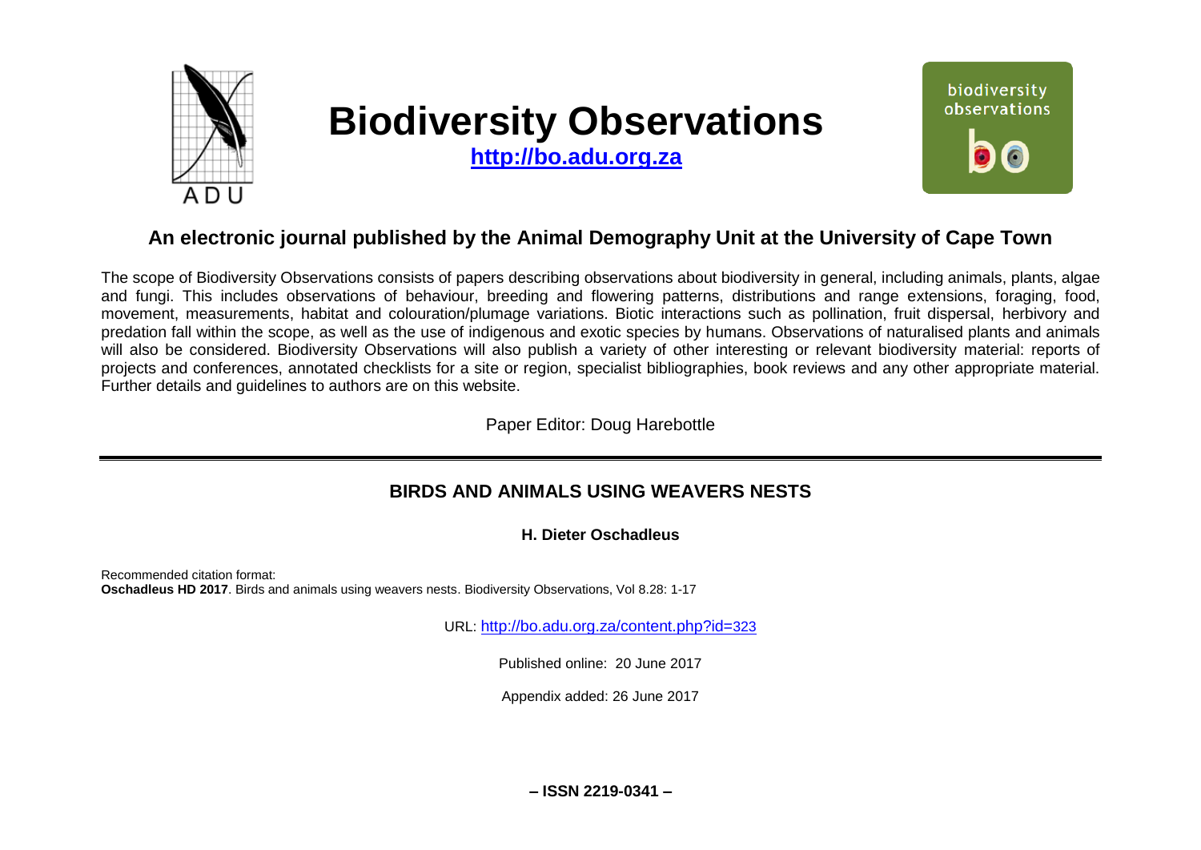# Biodiversity Observations

**http://bo.adu.org.za**

## An electronic journal published by the Animal Demography Unit at the University of Cape Town

The scope of Biodiversity Observations consists of papers describing observations about biodiversity in general, including animals, plants, algae and fungi. This includes observations of behaviour, breeding and flowering patterns, distributions and range extensions, foraging, food, movement, measurements, habitat and colouration/plumage variations. Biotic interactions such as pollination, fruit dispersal, herbivory and predation fall within the scope, as well as the use of indigenous and exotic species by humans. Observations of naturalised plants and animals will also be considered. Biodiversity Observations will also publish a variety of other interesting or relevant biodiversity material: reports of projects and conferences, annotated checklists for a site or region, specialist bibliographies, book reviews and any other appropriate material. Further details and guidelines to authors are on this website.

Paper Editor: Doug Harebottle

---

## BIRDS AND ANIMALS USING WEAVERS NESTS

**H. Dieter Oschadleus**

Recommended citation format:
**Oschadleus HD 2017**. Birds and animals using weavers nests. Biodiversity Observations, Vol 8.28: 1-17

URL: http://bo.adu.org.za/content.php?id=323

Published online: 20 June 2017

Appendix added: 26 June 2017

**– ISSN 2219-0341 –**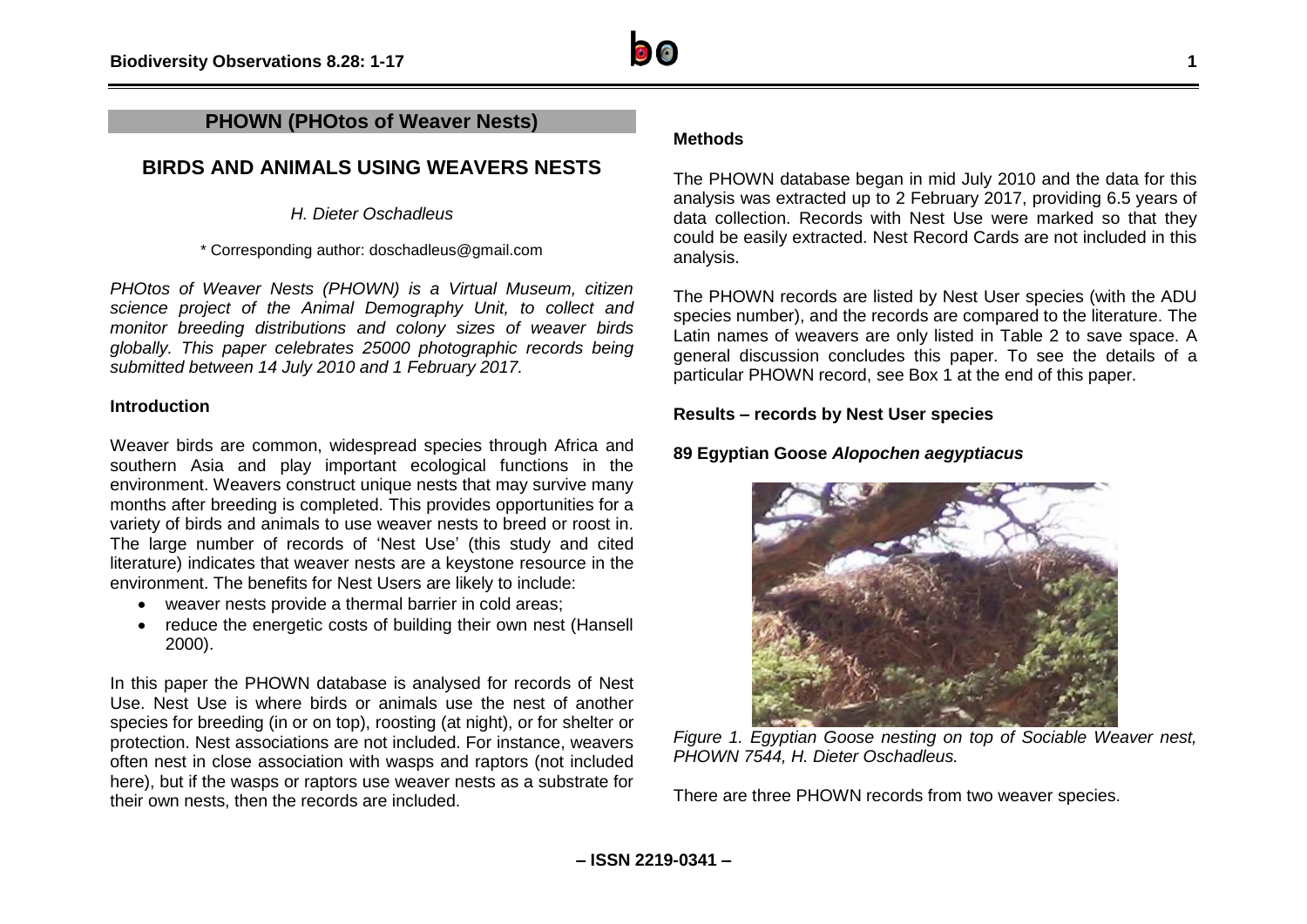## PHOWN (PHOtos of Weaver Nests)

# BIRDS AND ANIMALS USING WEAVERS NESTS

*H. Dieter Oschadleus*

\* Corresponding author: doschadleus@gmail.com

*PHOtos of Weaver Nests (PHOWN) is a Virtual Museum, citizen science project of the Animal Demography Unit, to collect and monitor breeding distributions and colony sizes of weaver birds globally. This paper celebrates 25000 photographic records being submitted between 14 July 2010 and 1 February 2017.*

### Introduction

Weaver birds are common, widespread species through Africa and southern Asia and play important ecological functions in the environment. Weavers construct unique nests that may survive many months after breeding is completed. This provides opportunities for a variety of birds and animals to use weaver nests to breed or roost in. The large number of records of 'Nest Use' (this study and cited literature) indicates that weaver nests are a keystone resource in the environment. The benefits for Nest Users are likely to include:

- weaver nests provide a thermal barrier in cold areas;
- reduce the energetic costs of building their own nest (Hansell 2000).

In this paper the PHOWN database is analysed for records of Nest Use. Nest Use is where birds or animals use the nest of another species for breeding (in or on top), roosting (at night), or for shelter or protection. Nest associations are not included. For instance, weavers often nest in close association with wasps and raptors (not included here), but if the wasps or raptors use weaver nests as a substrate for their own nests, then the records are included.

### Methods

The PHOWN database began in mid July 2010 and the data for this analysis was extracted up to 2 February 2017, providing 6.5 years of data collection. Records with Nest Use were marked so that they could be easily extracted. Nest Record Cards are not included in this analysis.

The PHOWN records are listed by Nest User species (with the ADU species number), and the records are compared to the literature. The Latin names of weavers are only listed in Table 2 to save space. A general discussion concludes this paper. To see the details of a particular PHOWN record, see Box 1 at the end of this paper.

### Results – records by Nest User species

### 89 Egyptian Goose *Alopochen aegyptiacus*

*Figure 1. Egyptian Goose nesting on top of Sociable Weaver nest, PHOWN 7544, H. Dieter Oschadleus.*

There are three PHOWN records from two weaver species.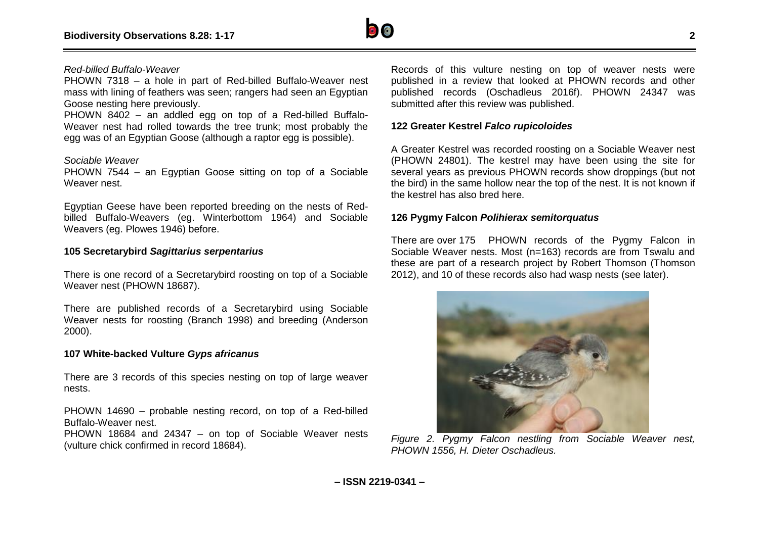*Red-billed Buffalo-Weaver*

PHOWN 7318 – a hole in part of Red-billed Buffalo-Weaver nest mass with lining of feathers was seen; rangers had seen an Egyptian Goose nesting here previously.

PHOWN 8402 – an addled egg on top of a Red-billed Buffalo-Weaver nest had rolled towards the tree trunk; most probably the egg was of an Egyptian Goose (although a raptor egg is possible).

*Sociable Weaver*

PHOWN 7544 – an Egyptian Goose sitting on top of a Sociable Weaver nest.

Egyptian Geese have been reported breeding on the nests of Red-billed Buffalo-Weavers (eg. Winterbottom 1964) and Sociable Weavers (eg. Plowes 1946) before.

### 105 Secretarybird *Sagittarius serpentarius*

There is one record of a Secretarybird roosting on top of a Sociable Weaver nest (PHOWN 18687).

There are published records of a Secretarybird using Sociable Weaver nests for roosting (Branch 1998) and breeding (Anderson 2000).

### 107 White-backed Vulture *Gyps africanus*

There are 3 records of this species nesting on top of large weaver nests.

PHOWN 14690 – probable nesting record, on top of a Red-billed Buffalo-Weaver nest.

PHOWN 18684 and 24347 – on top of Sociable Weaver nests (vulture chick confirmed in record 18684).

Records of this vulture nesting on top of weaver nests were published in a review that looked at PHOWN records and other published records (Oschadleus 2016f). PHOWN 24347 was submitted after this review was published.

### 122 Greater Kestrel *Falco rupicoloides*

A Greater Kestrel was recorded roosting on a Sociable Weaver nest (PHOWN 24801). The kestrel may have been using the site for several years as previous PHOWN records show droppings (but not the bird) in the same hollow near the top of the nest. It is not known if the kestrel has also bred here.

### 126 Pygmy Falcon *Polihierax semitorquatus*

There are over 175 PHOWN records of the Pygmy Falcon in Sociable Weaver nests. Most (n=163) records are from Tswalu and these are part of a research project by Robert Thomson (Thomson 2012), and 10 of these records also had wasp nests (see later).

*Figure 2. Pygmy Falcon nestling from Sociable Weaver nest, PHOWN 1556, H. Dieter Oschadleus.*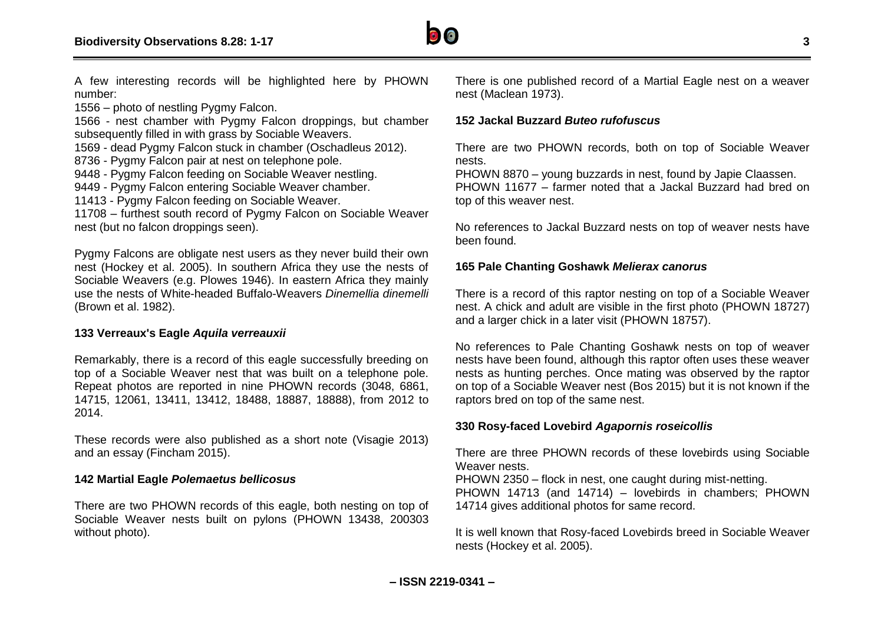A few interesting records will be highlighted here by PHOWN number:

1556 – photo of nestling Pygmy Falcon.

1566 - nest chamber with Pygmy Falcon droppings, but chamber subsequently filled in with grass by Sociable Weavers.

1569 - dead Pygmy Falcon stuck in chamber (Oschadleus 2012).

8736 - Pygmy Falcon pair at nest on telephone pole.

9448 - Pygmy Falcon feeding on Sociable Weaver nestling.

9449 - Pygmy Falcon entering Sociable Weaver chamber.

11413 - Pygmy Falcon feeding on Sociable Weaver.

11708 – furthest south record of Pygmy Falcon on Sociable Weaver nest (but no falcon droppings seen).

Pygmy Falcons are obligate nest users as they never build their own nest (Hockey et al. 2005). In southern Africa they use the nests of Sociable Weavers (e.g. Plowes 1946). In eastern Africa they mainly use the nests of White-headed Buffalo-Weavers *Dinemellia dinemelli* (Brown et al. 1982).

### 133 Verreaux's Eagle *Aquila verreauxii*

Remarkably, there is a record of this eagle successfully breeding on top of a Sociable Weaver nest that was built on a telephone pole. Repeat photos are reported in nine PHOWN records (3048, 6861, 14715, 12061, 13411, 13412, 18488, 18887, 18888), from 2012 to 2014.

These records were also published as a short note (Visagie 2013) and an essay (Fincham 2015).

### 142 Martial Eagle *Polemaetus bellicosus*

There are two PHOWN records of this eagle, both nesting on top of Sociable Weaver nests built on pylons (PHOWN 13438, 200303 without photo).

There is one published record of a Martial Eagle nest on a weaver nest (Maclean 1973).

### 152 Jackal Buzzard *Buteo rufofuscus*

There are two PHOWN records, both on top of Sociable Weaver nests.

PHOWN 8870 – young buzzards in nest, found by Japie Claassen.

PHOWN 11677 – farmer noted that a Jackal Buzzard had bred on top of this weaver nest.

No references to Jackal Buzzard nests on top of weaver nests have been found.

### 165 Pale Chanting Goshawk *Melierax canorus*

There is a record of this raptor nesting on top of a Sociable Weaver nest. A chick and adult are visible in the first photo (PHOWN 18727) and a larger chick in a later visit (PHOWN 18757).

No references to Pale Chanting Goshawk nests on top of weaver nests have been found, although this raptor often uses these weaver nests as hunting perches. Once mating was observed by the raptor on top of a Sociable Weaver nest (Bos 2015) but it is not known if the raptors bred on top of the same nest.

### 330 Rosy-faced Lovebird *Agapornis roseicollis*

There are three PHOWN records of these lovebirds using Sociable Weaver nests.

PHOWN 2350 – flock in nest, one caught during mist-netting.

PHOWN 14713 (and 14714) – lovebirds in chambers; PHOWN 14714 gives additional photos for same record.

It is well known that Rosy-faced Lovebirds breed in Sociable Weaver nests (Hockey et al. 2005).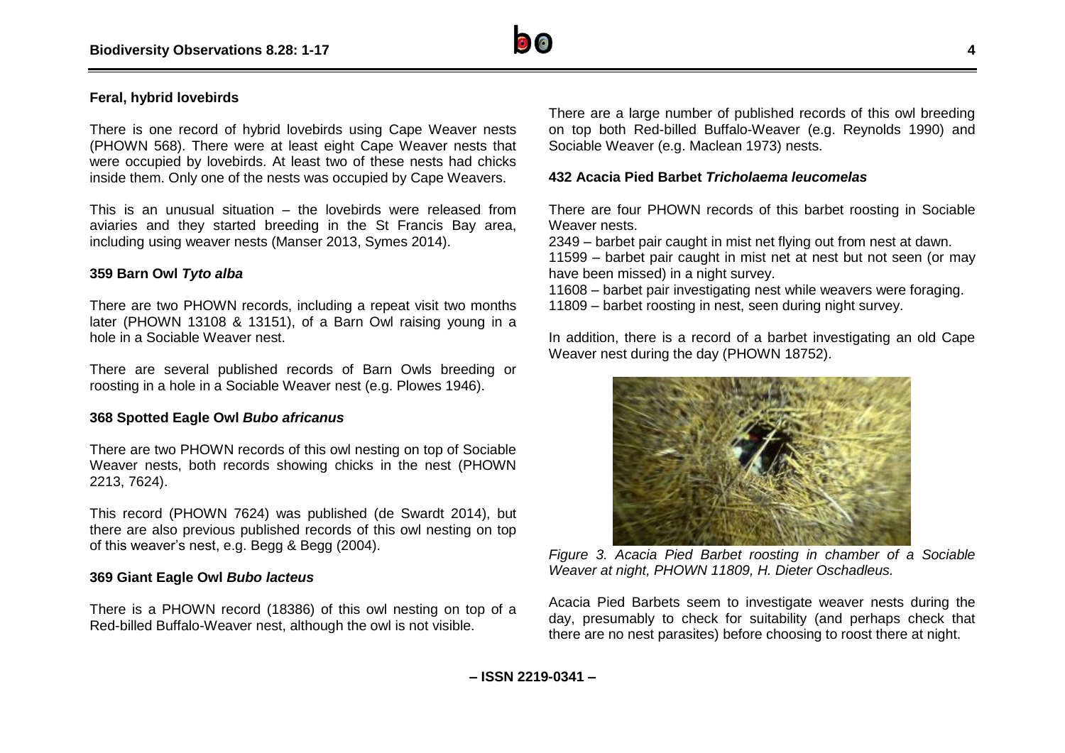### Feral, hybrid lovebirds

There is one record of hybrid lovebirds using Cape Weaver nests (PHOWN 568). There were at least eight Cape Weaver nests that were occupied by lovebirds. At least two of these nests had chicks inside them. Only one of the nests was occupied by Cape Weavers.

This is an unusual situation – the lovebirds were released from aviaries and they started breeding in the St Francis Bay area, including using weaver nests (Manser 2013, Symes 2014).

### 359 Barn Owl *Tyto alba*

There are two PHOWN records, including a repeat visit two months later (PHOWN 13108 & 13151), of a Barn Owl raising young in a hole in a Sociable Weaver nest.

There are several published records of Barn Owls breeding or roosting in a hole in a Sociable Weaver nest (e.g. Plowes 1946).

### 368 Spotted Eagle Owl *Bubo africanus*

There are two PHOWN records of this owl nesting on top of Sociable Weaver nests, both records showing chicks in the nest (PHOWN 2213, 7624).

This record (PHOWN 7624) was published (de Swardt 2014), but there are also previous published records of this owl nesting on top of this weaver's nest, e.g. Begg & Begg (2004).

### 369 Giant Eagle Owl *Bubo lacteus*

There is a PHOWN record (18386) of this owl nesting on top of a Red-billed Buffalo-Weaver nest, although the owl is not visible.

There are a large number of published records of this owl breeding on top both Red-billed Buffalo-Weaver (e.g. Reynolds 1990) and Sociable Weaver (e.g. Maclean 1973) nests.

### 432 Acacia Pied Barbet *Tricholaema leucomelas*

There are four PHOWN records of this barbet roosting in Sociable Weaver nests.

2349 – barbet pair caught in mist net flying out from nest at dawn.
11599 – barbet pair caught in mist net at nest but not seen (or may have been missed) in a night survey.
11608 – barbet pair investigating nest while weavers were foraging.
11809 – barbet roosting in nest, seen during night survey.

In addition, there is a record of a barbet investigating an old Cape Weaver nest during the day (PHOWN 18752).

*Figure 3. Acacia Pied Barbet roosting in chamber of a Sociable Weaver at night, PHOWN 11809, H. Dieter Oschadleus.*

Acacia Pied Barbets seem to investigate weaver nests during the day, presumably to check for suitability (and perhaps check that there are no nest parasites) before choosing to roost there at night.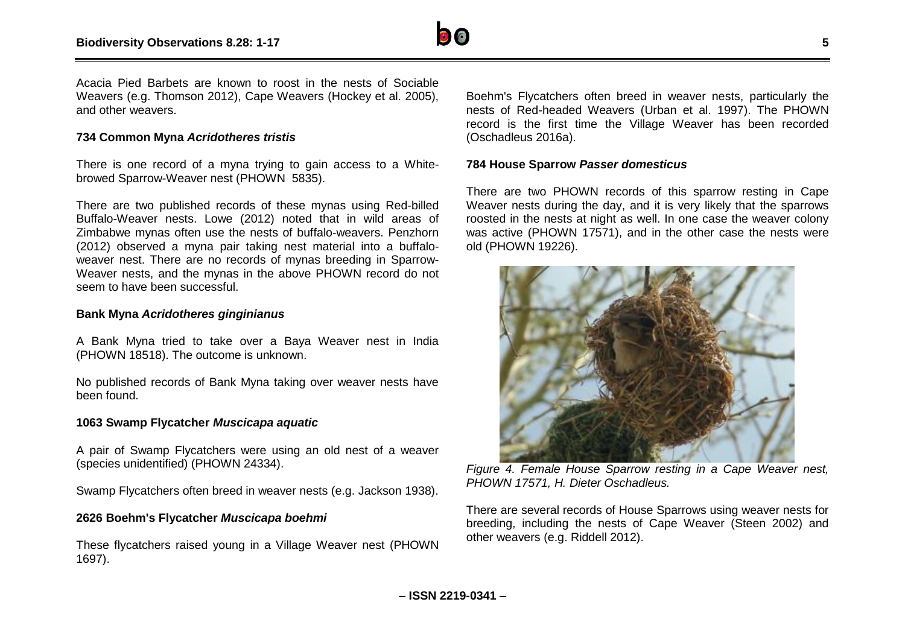Acacia Pied Barbets are known to roost in the nests of Sociable Weavers (e.g. Thomson 2012), Cape Weavers (Hockey et al. 2005), and other weavers.

### 734 Common Myna *Acridotheres tristis*

There is one record of a myna trying to gain access to a White-browed Sparrow-Weaver nest (PHOWN 5835).

There are two published records of these mynas using Red-billed Buffalo-Weaver nests. Lowe (2012) noted that in wild areas of Zimbabwe mynas often use the nests of buffalo-weavers. Penzhorn (2012) observed a myna pair taking nest material into a buffalo-weaver nest. There are no records of mynas breeding in Sparrow-Weaver nests, and the mynas in the above PHOWN record do not seem to have been successful.

### Bank Myna *Acridotheres ginginianus*

A Bank Myna tried to take over a Baya Weaver nest in India (PHOWN 18518). The outcome is unknown.

No published records of Bank Myna taking over weaver nests have been found.

### 1063 Swamp Flycatcher *Muscicapa aquatic*

A pair of Swamp Flycatchers were using an old nest of a weaver (species unidentified) (PHOWN 24334).

Swamp Flycatchers often breed in weaver nests (e.g. Jackson 1938).

### 2626 Boehm's Flycatcher *Muscicapa boehmi*

These flycatchers raised young in a Village Weaver nest (PHOWN 1697).

Boehm's Flycatchers often breed in weaver nests, particularly the nests of Red-headed Weavers (Urban et al. 1997). The PHOWN record is the first time the Village Weaver has been recorded (Oschadleus 2016a).

### 784 House Sparrow *Passer domesticus*

There are two PHOWN records of this sparrow resting in Cape Weaver nests during the day, and it is very likely that the sparrows roosted in the nests at night as well. In one case the weaver colony was active (PHOWN 17571), and in the other case the nests were old (PHOWN 19226).

*Figure 4. Female House Sparrow resting in a Cape Weaver nest, PHOWN 17571, H. Dieter Oschadleus.*

There are several records of House Sparrows using weaver nests for breeding, including the nests of Cape Weaver (Steen 2002) and other weavers (e.g. Riddell 2012).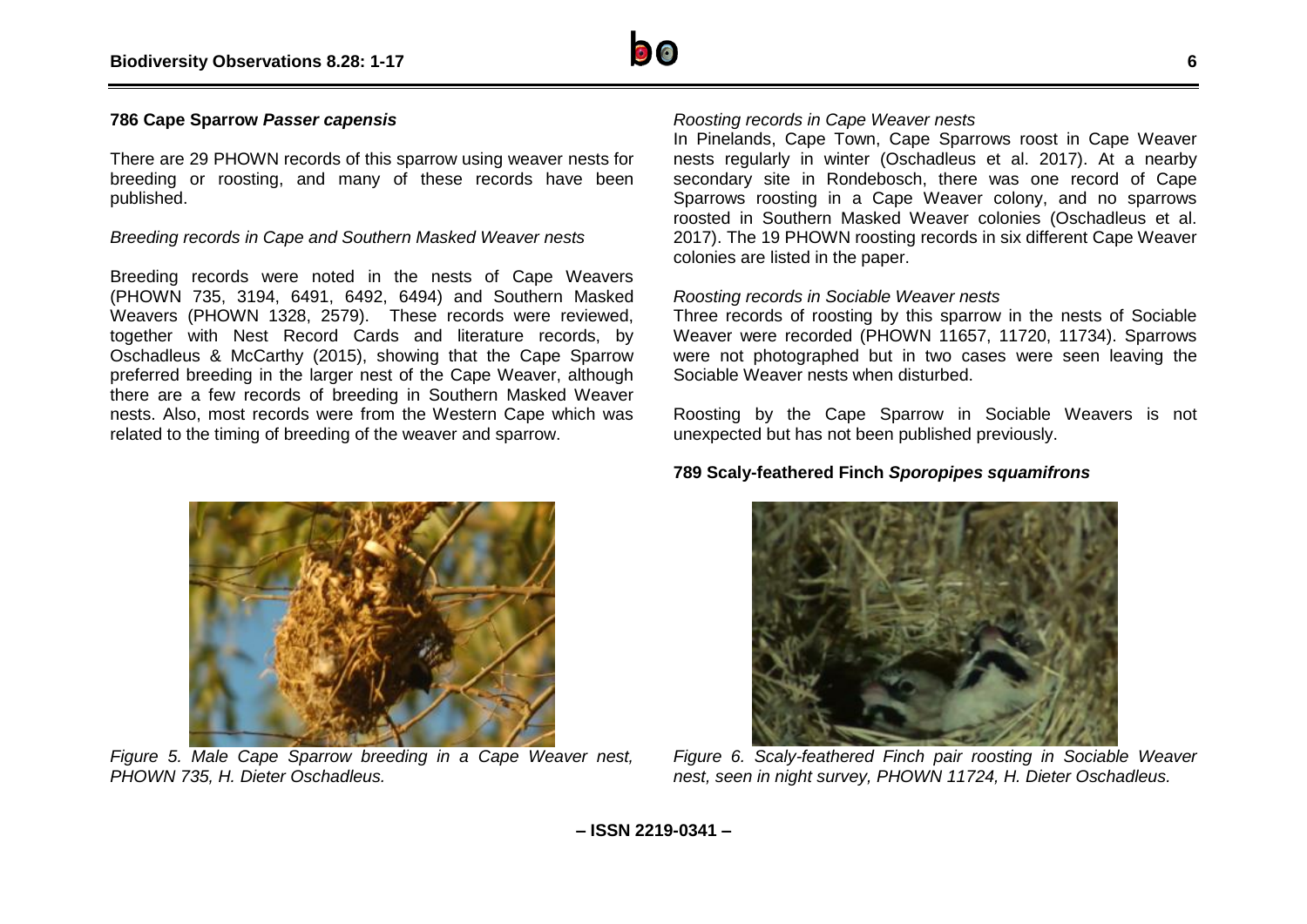## 786 Cape Sparrow *Passer capensis*

There are 29 PHOWN records of this sparrow using weaver nests for breeding or roosting, and many of these records have been published.

### *Breeding records in Cape and Southern Masked Weaver nests*

Breeding records were noted in the nests of Cape Weavers (PHOWN 735, 3194, 6491, 6492, 6494) and Southern Masked Weavers (PHOWN 1328, 2579). These records were reviewed, together with Nest Record Cards and literature records, by Oschadleus & McCarthy (2015), showing that the Cape Sparrow preferred breeding in the larger nest of the Cape Weaver, although there are a few records of breeding in Southern Masked Weaver nests. Also, most records were from the Western Cape which was related to the timing of breeding of the weaver and sparrow.

*Figure 5. Male Cape Sparrow breeding in a Cape Weaver nest, PHOWN 735, H. Dieter Oschadleus.*

### *Roosting records in Cape Weaver nests*

In Pinelands, Cape Town, Cape Sparrows roost in Cape Weaver nests regularly in winter (Oschadleus et al. 2017). At a nearby secondary site in Rondebosch, there was one record of Cape Sparrows roosting in a Cape Weaver colony, and no sparrows roosted in Southern Masked Weaver colonies (Oschadleus et al. 2017). The 19 PHOWN roosting records in six different Cape Weaver colonies are listed in the paper.

### *Roosting records in Sociable Weaver nests*

Three records of roosting by this sparrow in the nests of Sociable Weaver were recorded (PHOWN 11657, 11720, 11734). Sparrows were not photographed but in two cases were seen leaving the Sociable Weaver nests when disturbed.

Roosting by the Cape Sparrow in Sociable Weavers is not unexpected but has not been published previously.

## 789 Scaly-feathered Finch *Sporopipes squamifrons*

*Figure 6. Scaly-feathered Finch pair roosting in Sociable Weaver nest, seen in night survey, PHOWN 11724, H. Dieter Oschadleus.*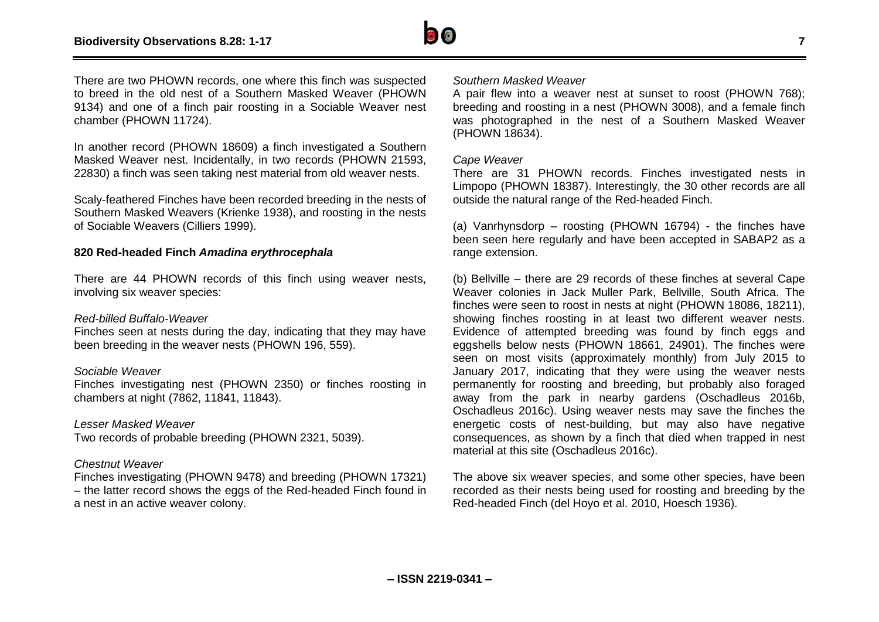There are two PHOWN records, one where this finch was suspected to breed in the old nest of a Southern Masked Weaver (PHOWN 9134) and one of a finch pair roosting in a Sociable Weaver nest chamber (PHOWN 11724).

In another record (PHOWN 18609) a finch investigated a Southern Masked Weaver nest. Incidentally, in two records (PHOWN 21593, 22830) a finch was seen taking nest material from old weaver nests.

Scaly-feathered Finches have been recorded breeding in the nests of Southern Masked Weavers (Krienke 1938), and roosting in the nests of Sociable Weavers (Cilliers 1999).

### 820 Red-headed Finch *Amadina erythrocephala*

There are 44 PHOWN records of this finch using weaver nests, involving six weaver species:

*Red-billed Buffalo-Weaver*
Finches seen at nests during the day, indicating that they may have been breeding in the weaver nests (PHOWN 196, 559).

*Sociable Weaver*
Finches investigating nest (PHOWN 2350) or finches roosting in chambers at night (7862, 11841, 11843).

*Lesser Masked Weaver*
Two records of probable breeding (PHOWN 2321, 5039).

*Chestnut Weaver*
Finches investigating (PHOWN 9478) and breeding (PHOWN 17321) – the latter record shows the eggs of the Red-headed Finch found in a nest in an active weaver colony.

*Southern Masked Weaver*
A pair flew into a weaver nest at sunset to roost (PHOWN 768); breeding and roosting in a nest (PHOWN 3008), and a female finch was photographed in the nest of a Southern Masked Weaver (PHOWN 18634).

*Cape Weaver*
There are 31 PHOWN records. Finches investigated nests in Limpopo (PHOWN 18387). Interestingly, the 30 other records are all outside the natural range of the Red-headed Finch.

(a) Vanrhynsdorp – roosting (PHOWN 16794) - the finches have been seen here regularly and have been accepted in SABAP2 as a range extension.

(b) Bellville – there are 29 records of these finches at several Cape Weaver colonies in Jack Muller Park, Bellville, South Africa. The finches were seen to roost in nests at night (PHOWN 18086, 18211), showing finches roosting in at least two different weaver nests. Evidence of attempted breeding was found by finch eggs and eggshells below nests (PHOWN 18661, 24901). The finches were seen on most visits (approximately monthly) from July 2015 to January 2017, indicating that they were using the weaver nests permanently for roosting and breeding, but probably also foraged away from the park in nearby gardens (Oschadleus 2016b, Oschadleus 2016c). Using weaver nests may save the finches the energetic costs of nest-building, but may also have negative consequences, as shown by a finch that died when trapped in nest material at this site (Oschadleus 2016c).

The above six weaver species, and some other species, have been recorded as their nests being used for roosting and breeding by the Red-headed Finch (del Hoyo et al. 2010, Hoesch 1936).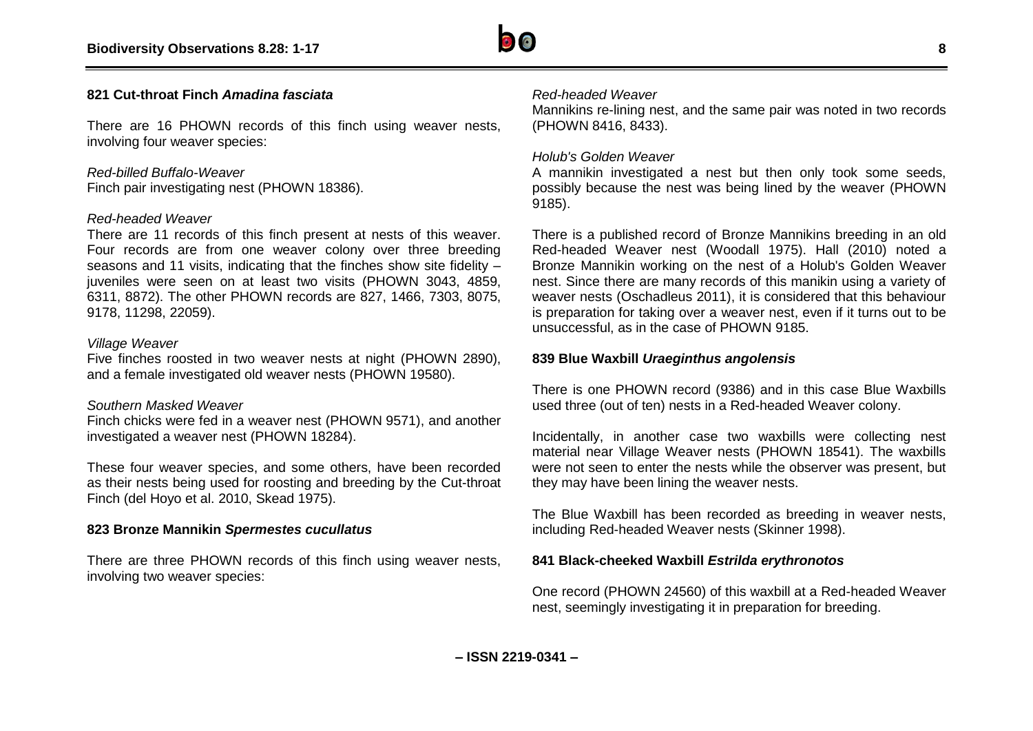### 821 Cut-throat Finch *Amadina fasciata*

There are 16 PHOWN records of this finch using weaver nests, involving four weaver species:

*Red-billed Buffalo-Weaver*
Finch pair investigating nest (PHOWN 18386).

*Red-headed Weaver*
There are 11 records of this finch present at nests of this weaver. Four records are from one weaver colony over three breeding seasons and 11 visits, indicating that the finches show site fidelity – juveniles were seen on at least two visits (PHOWN 3043, 4859, 6311, 8872). The other PHOWN records are 827, 1466, 7303, 8075, 9178, 11298, 22059).

*Village Weaver*
Five finches roosted in two weaver nests at night (PHOWN 2890), and a female investigated old weaver nests (PHOWN 19580).

*Southern Masked Weaver*
Finch chicks were fed in a weaver nest (PHOWN 9571), and another investigated a weaver nest (PHOWN 18284).

These four weaver species, and some others, have been recorded as their nests being used for roosting and breeding by the Cut-throat Finch (del Hoyo et al. 2010, Skead 1975).

### 823 Bronze Mannikin *Spermestes cucullatus*

There are three PHOWN records of this finch using weaver nests, involving two weaver species:

*Red-headed Weaver*
Mannikins re-lining nest, and the same pair was noted in two records (PHOWN 8416, 8433).

*Holub's Golden Weaver*
A mannikin investigated a nest but then only took some seeds, possibly because the nest was being lined by the weaver (PHOWN 9185).

There is a published record of Bronze Mannikins breeding in an old Red-headed Weaver nest (Woodall 1975). Hall (2010) noted a Bronze Mannikin working on the nest of a Holub's Golden Weaver nest. Since there are many records of this manikin using a variety of weaver nests (Oschadleus 2011), it is considered that this behaviour is preparation for taking over a weaver nest, even if it turns out to be unsuccessful, as in the case of PHOWN 9185.

### 839 Blue Waxbill *Uraeginthus angolensis*

There is one PHOWN record (9386) and in this case Blue Waxbills used three (out of ten) nests in a Red-headed Weaver colony.

Incidentally, in another case two waxbills were collecting nest material near Village Weaver nests (PHOWN 18541). The waxbills were not seen to enter the nests while the observer was present, but they may have been lining the weaver nests.

The Blue Waxbill has been recorded as breeding in weaver nests, including Red-headed Weaver nests (Skinner 1998).

### 841 Black-cheeked Waxbill *Estrilda erythronotos*

One record (PHOWN 24560) of this waxbill at a Red-headed Weaver nest, seemingly investigating it in preparation for breeding.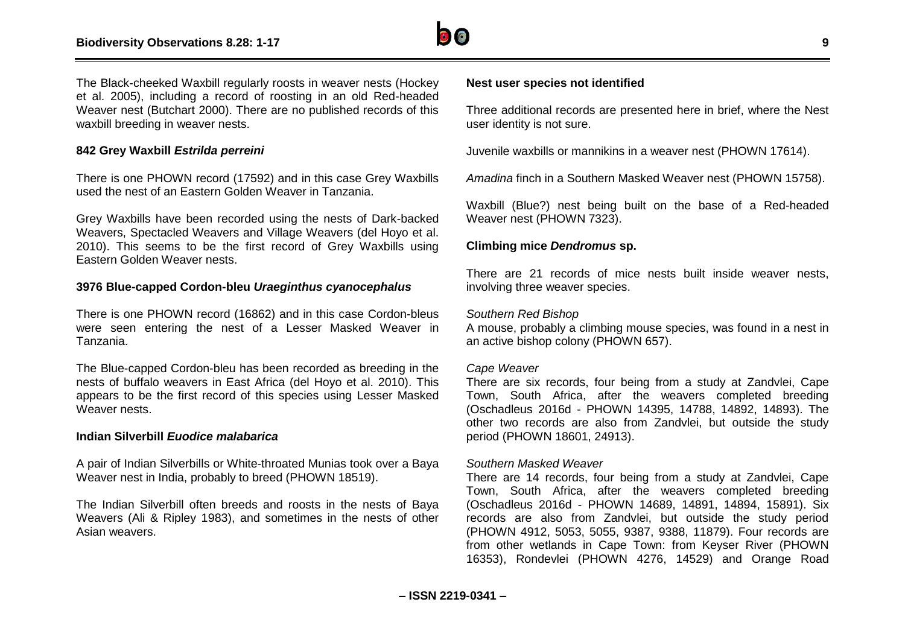The Black-cheeked Waxbill regularly roosts in weaver nests (Hockey et al. 2005), including a record of roosting in an old Red-headed Weaver nest (Butchart 2000). There are no published records of this waxbill breeding in weaver nests.

**842 Grey Waxbill *Estrilda perreini***

There is one PHOWN record (17592) and in this case Grey Waxbills used the nest of an Eastern Golden Weaver in Tanzania.

Grey Waxbills have been recorded using the nests of Dark-backed Weavers, Spectacled Weavers and Village Weavers (del Hoyo et al. 2010). This seems to be the first record of Grey Waxbills using Eastern Golden Weaver nests.

**3976 Blue-capped Cordon-bleu *Uraeginthus cyanocephalus***

There is one PHOWN record (16862) and in this case Cordon-bleus were seen entering the nest of a Lesser Masked Weaver in Tanzania.

The Blue-capped Cordon-bleu has been recorded as breeding in the nests of buffalo weavers in East Africa (del Hoyo et al. 2010). This appears to be the first record of this species using Lesser Masked Weaver nests.

**Indian Silverbill *Euodice malabarica***

A pair of Indian Silverbills or White-throated Munias took over a Baya Weaver nest in India, probably to breed (PHOWN 18519).

The Indian Silverbill often breeds and roosts in the nests of Baya Weavers (Ali & Ripley 1983), and sometimes in the nests of other Asian weavers.

**Nest user species not identified**

Three additional records are presented here in brief, where the Nest user identity is not sure.

Juvenile waxbills or mannikins in a weaver nest (PHOWN 17614).

*Amadina* finch in a Southern Masked Weaver nest (PHOWN 15758).

Waxbill (Blue?) nest being built on the base of a Red-headed Weaver nest (PHOWN 7323).

**Climbing mice *Dendromus* sp.**

There are 21 records of mice nests built inside weaver nests, involving three weaver species.

*Southern Red Bishop*
A mouse, probably a climbing mouse species, was found in a nest in an active bishop colony (PHOWN 657).

*Cape Weaver*
There are six records, four being from a study at Zandvlei, Cape Town, South Africa, after the weavers completed breeding (Oschadleus 2016d - PHOWN 14395, 14788, 14892, 14893). The other two records are also from Zandvlei, but outside the study period (PHOWN 18601, 24913).

*Southern Masked Weaver*
There are 14 records, four being from a study at Zandvlei, Cape Town, South Africa, after the weavers completed breeding (Oschadleus 2016d - PHOWN 14689, 14891, 14894, 15891). Six records are also from Zandvlei, but outside the study period (PHOWN 4912, 5053, 5055, 9387, 9388, 11879). Four records are from other wetlands in Cape Town: from Keyser River (PHOWN 16353), Rondevlei (PHOWN 4276, 14529) and Orange Road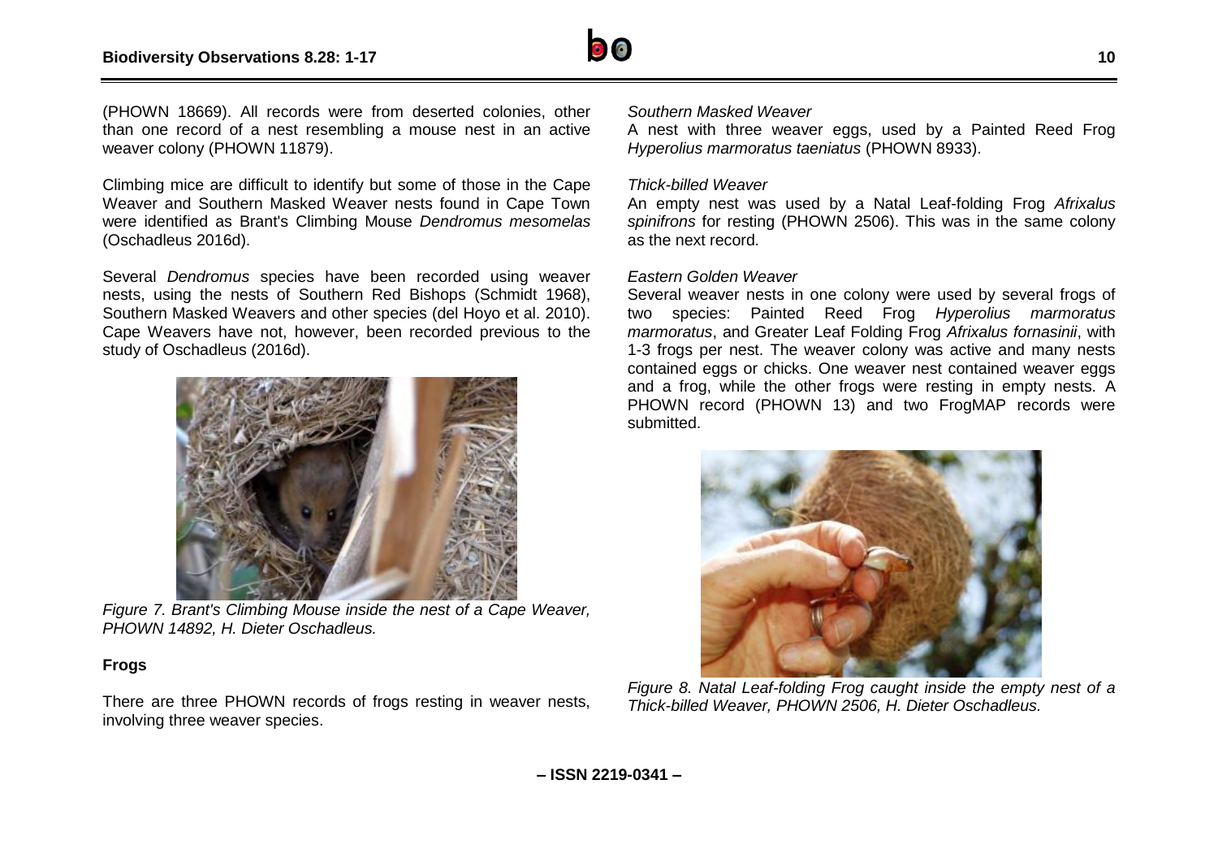(PHOWN 18669). All records were from deserted colonies, other than one record of a nest resembling a mouse nest in an active weaver colony (PHOWN 11879).

Climbing mice are difficult to identify but some of those in the Cape Weaver and Southern Masked Weaver nests found in Cape Town were identified as Brant's Climbing Mouse *Dendromus mesomelas* (Oschadleus 2016d).

Several *Dendromus* species have been recorded using weaver nests, using the nests of Southern Red Bishops (Schmidt 1968), Southern Masked Weavers and other species (del Hoyo et al. 2010). Cape Weavers have not, however, been recorded previous to the study of Oschadleus (2016d).

*Figure 7. Brant's Climbing Mouse inside the nest of a Cape Weaver, PHOWN 14892, H. Dieter Oschadleus.*

**Frogs**

There are three PHOWN records of frogs resting in weaver nests, involving three weaver species.

*Southern Masked Weaver*

A nest with three weaver eggs, used by a Painted Reed Frog *Hyperolius marmoratus taeniatus* (PHOWN 8933).

*Thick-billed Weaver*

An empty nest was used by a Natal Leaf-folding Frog *Afrixalus spinifrons* for resting (PHOWN 2506). This was in the same colony as the next record.

*Eastern Golden Weaver*

Several weaver nests in one colony were used by several frogs of two species: Painted Reed Frog *Hyperolius marmoratus marmoratus*, and Greater Leaf Folding Frog *Afrixalus fornasinii*, with 1-3 frogs per nest. The weaver colony was active and many nests contained eggs or chicks. One weaver nest contained weaver eggs and a frog, while the other frogs were resting in empty nests. A PHOWN record (PHOWN 13) and two FrogMAP records were submitted.

*Figure 8. Natal Leaf-folding Frog caught inside the empty nest of a Thick-billed Weaver, PHOWN 2506, H. Dieter Oschadleus.*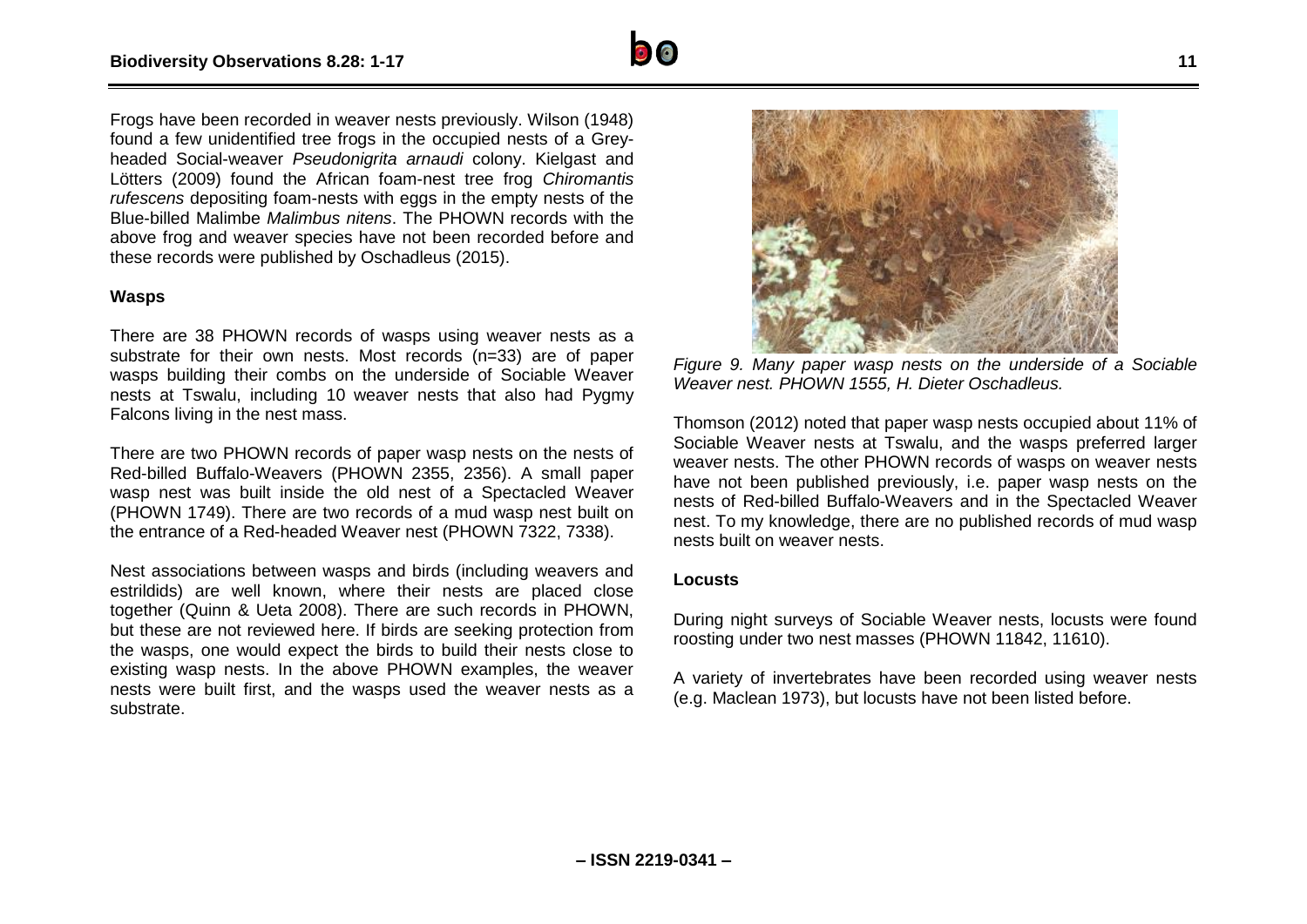Frogs have been recorded in weaver nests previously. Wilson (1948) found a few unidentified tree frogs in the occupied nests of a Grey-headed Social-weaver *Pseudonigrita arnaudi* colony. Kielgast and Lötters (2009) found the African foam-nest tree frog *Chiromantis rufescens* depositing foam-nests with eggs in the empty nests of the Blue-billed Malimbe *Malimbus nitens*. The PHOWN records with the above frog and weaver species have not been recorded before and these records were published by Oschadleus (2015).

## Wasps

There are 38 PHOWN records of wasps using weaver nests as a substrate for their own nests. Most records (n=33) are of paper wasps building their combs on the underside of Sociable Weaver nests at Tswalu, including 10 weaver nests that also had Pygmy Falcons living in the nest mass.

There are two PHOWN records of paper wasp nests on the nests of Red-billed Buffalo-Weavers (PHOWN 2355, 2356). A small paper wasp nest was built inside the old nest of a Spectacled Weaver (PHOWN 1749). There are two records of a mud wasp nest built on the entrance of a Red-headed Weaver nest (PHOWN 7322, 7338).

Nest associations between wasps and birds (including weavers and estrildids) are well known, where their nests are placed close together (Quinn & Ueta 2008). There are such records in PHOWN, but these are not reviewed here. If birds are seeking protection from the wasps, one would expect the birds to build their nests close to existing wasp nests. In the above PHOWN examples, the weaver nests were built first, and the wasps used the weaver nests as a substrate.

*Figure 9. Many paper wasp nests on the underside of a Sociable Weaver nest. PHOWN 1555, H. Dieter Oschadleus.*

Thomson (2012) noted that paper wasp nests occupied about 11% of Sociable Weaver nests at Tswalu, and the wasps preferred larger weaver nests. The other PHOWN records of wasps on weaver nests have not been published previously, i.e. paper wasp nests on the nests of Red-billed Buffalo-Weavers and in the Spectacled Weaver nest. To my knowledge, there are no published records of mud wasp nests built on weaver nests.

## Locusts

During night surveys of Sociable Weaver nests, locusts were found roosting under two nest masses (PHOWN 11842, 11610).

A variety of invertebrates have been recorded using weaver nests (e.g. Maclean 1973), but locusts have not been listed before.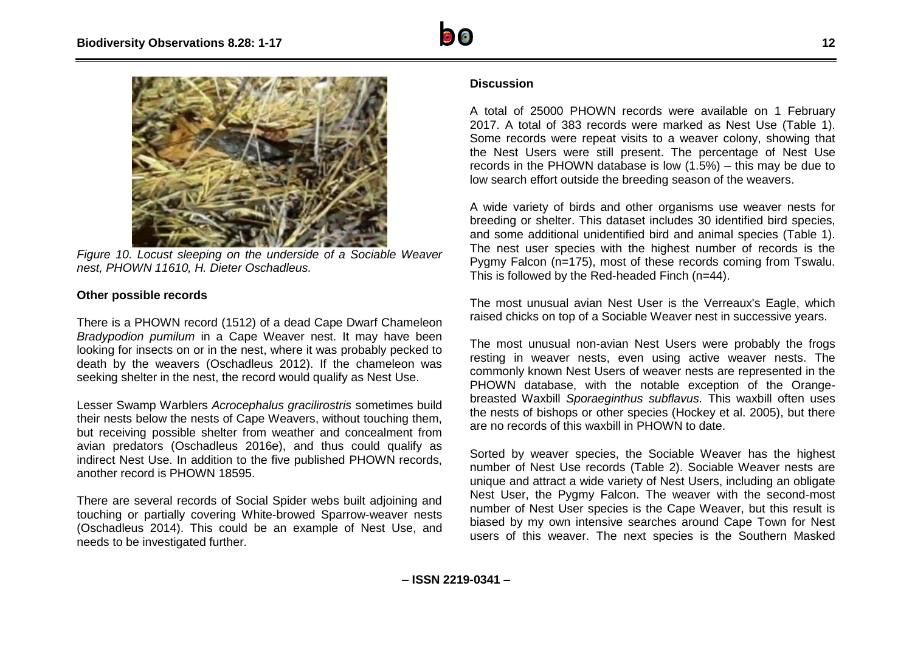Figure 10. Locust sleeping on the underside of a Sociable Weaver nest, PHOWN 11610, H. Dieter Oschadleus.

**Other possible records**

There is a PHOWN record (1512) of a dead Cape Dwarf Chameleon *Bradypodion pumilum* in a Cape Weaver nest. It may have been looking for insects on or in the nest, where it was probably pecked to death by the weavers (Oschadleus 2012). If the chameleon was seeking shelter in the nest, the record would qualify as Nest Use.

Lesser Swamp Warblers *Acrocephalus gracilirostris* sometimes build their nests below the nests of Cape Weavers, without touching them, but receiving possible shelter from weather and concealment from avian predators (Oschadleus 2016e), and thus could qualify as indirect Nest Use. In addition to the five published PHOWN records, another record is PHOWN 18595.

There are several records of Social Spider webs built adjoining and touching or partially covering White-browed Sparrow-weaver nests (Oschadleus 2014). This could be an example of Nest Use, and needs to be investigated further.

**Discussion**

A total of 25000 PHOWN records were available on 1 February 2017. A total of 383 records were marked as Nest Use (Table 1). Some records were repeat visits to a weaver colony, showing that the Nest Users were still present. The percentage of Nest Use records in the PHOWN database is low (1.5%) – this may be due to low search effort outside the breeding season of the weavers.

A wide variety of birds and other organisms use weaver nests for breeding or shelter. This dataset includes 30 identified bird species, and some additional unidentified bird and animal species (Table 1). The nest user species with the highest number of records is the Pygmy Falcon (n=175), most of these records coming from Tswalu. This is followed by the Red-headed Finch (n=44).

The most unusual avian Nest User is the Verreaux's Eagle, which raised chicks on top of a Sociable Weaver nest in successive years.

The most unusual non-avian Nest Users were probably the frogs resting in weaver nests, even using active weaver nests. The commonly known Nest Users of weaver nests are represented in the PHOWN database, with the notable exception of the Orange-breasted Waxbill *Sporaeginthus subflavus.* This waxbill often uses the nests of bishops or other species (Hockey et al. 2005), but there are no records of this waxbill in PHOWN to date.

Sorted by weaver species, the Sociable Weaver has the highest number of Nest Use records (Table 2). Sociable Weaver nests are unique and attract a wide variety of Nest Users, including an obligate Nest User, the Pygmy Falcon. The weaver with the second-most number of Nest User species is the Cape Weaver, but this result is biased by my own intensive searches around Cape Town for Nest users of this weaver. The next species is the Southern Masked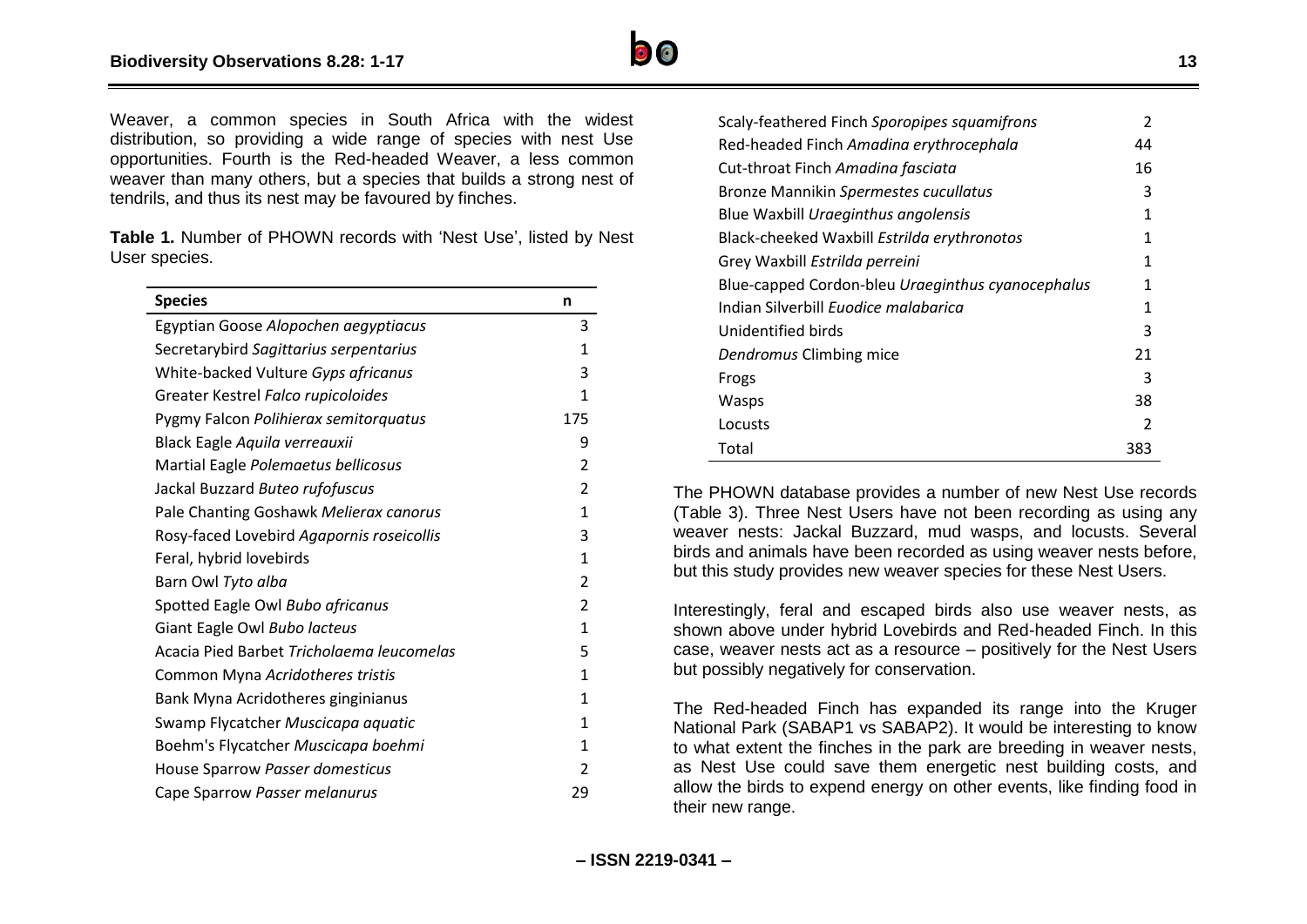Weaver, a common species in South Africa with the widest distribution, so providing a wide range of species with nest Use opportunities. Fourth is the Red-headed Weaver, a less common weaver than many others, but a species that builds a strong nest of tendrils, and thus its nest may be favoured by finches.

**Table 1.** Number of PHOWN records with 'Nest Use', listed by Nest User species.

| Species | n |
|---|---|
| Egyptian Goose *Alopochen aegyptiacus* | 3 |
| Secretarybird *Sagittarius serpentarius* | 1 |
| White-backed Vulture *Gyps africanus* | 3 |
| Greater Kestrel *Falco rupicoloides* | 1 |
| Pygmy Falcon *Polihierax semitorquatus* | 175 |
| Black Eagle *Aquila verreauxii* | 9 |
| Martial Eagle *Polemaetus bellicosus* | 2 |
| Jackal Buzzard *Buteo rufofuscus* | 2 |
| Pale Chanting Goshawk *Melierax canorus* | 1 |
| Rosy-faced Lovebird *Agapornis roseicollis* | 3 |
| Feral, hybrid lovebirds | 1 |
| Barn Owl *Tyto alba* | 2 |
| Spotted Eagle Owl *Bubo africanus* | 2 |
| Giant Eagle Owl *Bubo lacteus* | 1 |
| Acacia Pied Barbet *Tricholaema leucomelas* | 5 |
| Common Myna *Acridotheres tristis* | 1 |
| Bank Myna Acridotheres ginginianus | 1 |
| Swamp Flycatcher *Muscicapa aquatic* | 1 |
| Boehm's Flycatcher *Muscicapa boehmi* | 1 |
| House Sparrow *Passer domesticus* | 2 |
| Cape Sparrow *Passer melanurus* | 29 |
| Scaly-feathered Finch *Sporopipes squamifrons* | 2 |
| Red-headed Finch *Amadina erythrocephala* | 44 |
| Cut-throat Finch *Amadina fasciata* | 16 |
| Bronze Mannikin *Spermestes cucullatus* | 3 |
| Blue Waxbill *Uraeginthus angolensis* | 1 |
| Black-cheeked Waxbill *Estrilda erythronotos* | 1 |
| Grey Waxbill *Estrilda perreini* | 1 |
| Blue-capped Cordon-bleu *Uraeginthus cyanocephalus* | 1 |
| Indian Silverbill *Euodice malabarica* | 1 |
| Unidentified birds | 3 |
| *Dendromus* Climbing mice | 21 |
| Frogs | 3 |
| Wasps | 38 |
| Locusts | 2 |
| Total | 383 |

The PHOWN database provides a number of new Nest Use records (Table 3). Three Nest Users have not been recording as using any weaver nests: Jackal Buzzard, mud wasps, and locusts. Several birds and animals have been recorded as using weaver nests before, but this study provides new weaver species for these Nest Users.

Interestingly, feral and escaped birds also use weaver nests, as shown above under hybrid Lovebirds and Red-headed Finch. In this case, weaver nests act as a resource – positively for the Nest Users but possibly negatively for conservation.

The Red-headed Finch has expanded its range into the Kruger National Park (SABAP1 vs SABAP2). It would be interesting to know to what extent the finches in the park are breeding in weaver nests, as Nest Use could save them energetic nest building costs, and allow the birds to expend energy on other events, like finding food in their new range.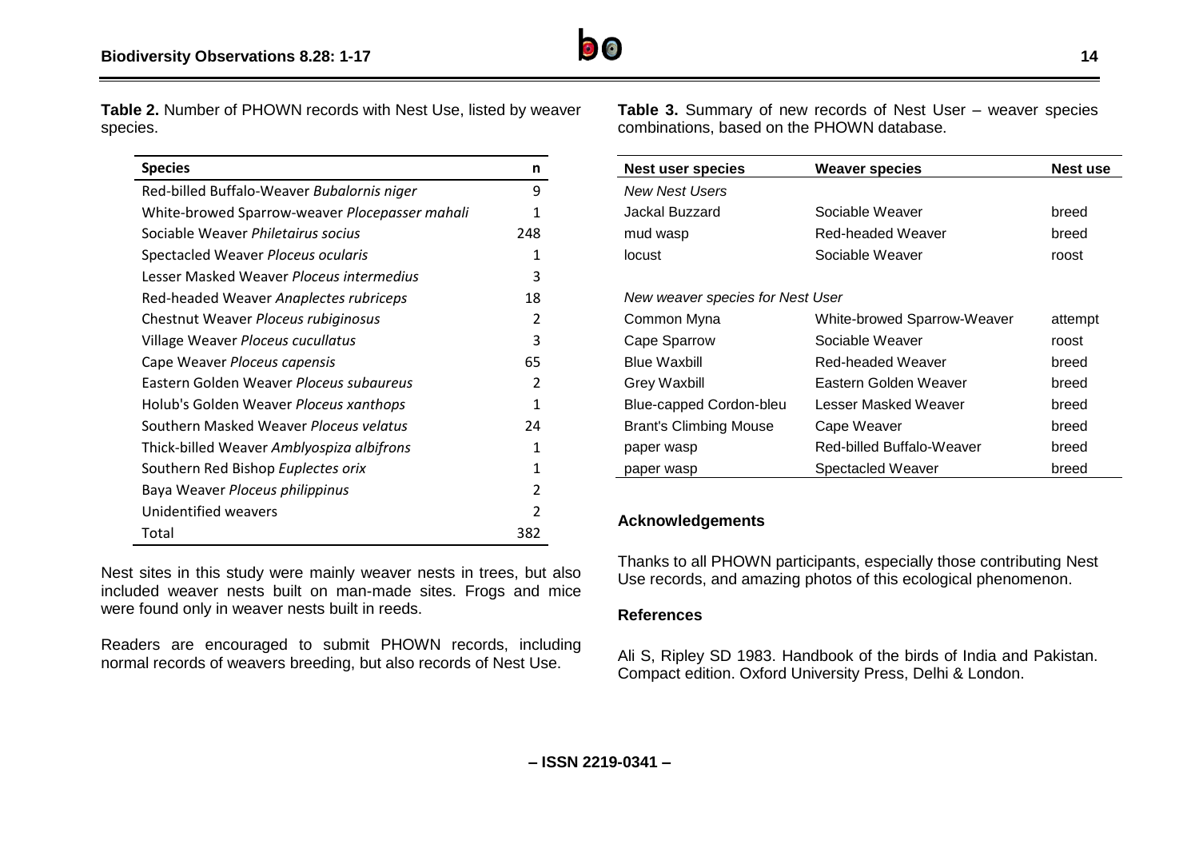**Table 2.** Number of PHOWN records with Nest Use, listed by weaver species.

| Species | n |
|---|---|
| Red-billed Buffalo-Weaver *Bubalornis niger* | 9 |
| White-browed Sparrow-weaver *Plocepasser mahali* | 1 |
| Sociable Weaver *Philetairus socius* | 248 |
| Spectacled Weaver *Ploceus ocularis* | 1 |
| Lesser Masked Weaver *Ploceus intermedius* | 3 |
| Red-headed Weaver *Anaplectes rubriceps* | 18 |
| Chestnut Weaver *Ploceus rubiginosus* | 2 |
| Village Weaver *Ploceus cucullatus* | 3 |
| Cape Weaver *Ploceus capensis* | 65 |
| Eastern Golden Weaver *Ploceus subaureus* | 2 |
| Holub's Golden Weaver *Ploceus xanthops* | 1 |
| Southern Masked Weaver *Ploceus velatus* | 24 |
| Thick-billed Weaver *Amblyospiza albifrons* | 1 |
| Southern Red Bishop *Euplectes orix* | 1 |
| Baya Weaver *Ploceus philippinus* | 2 |
| Unidentified weavers | 2 |
| Total | 382 |

Nest sites in this study were mainly weaver nests in trees, but also included weaver nests built on man-made sites. Frogs and mice were found only in weaver nests built in reeds.

Readers are encouraged to submit PHOWN records, including normal records of weavers breeding, but also records of Nest Use.

**Table 3.** Summary of new records of Nest User – weaver species combinations, based on the PHOWN database.

| Nest user species | Weaver species | Nest use |
|---|---|---|
| *New Nest Users* | | |
| Jackal Buzzard | Sociable Weaver | breed |
| mud wasp | Red-headed Weaver | breed |
| locust | Sociable Weaver | roost |
| *New weaver species for Nest User* | | |
| Common Myna | White-browed Sparrow-Weaver | attempt |
| Cape Sparrow | Sociable Weaver | roost |
| Blue Waxbill | Red-headed Weaver | breed |
| Grey Waxbill | Eastern Golden Weaver | breed |
| Blue-capped Cordon-bleu | Lesser Masked Weaver | breed |
| Brant's Climbing Mouse | Cape Weaver | breed |
| paper wasp | Red-billed Buffalo-Weaver | breed |
| paper wasp | Spectacled Weaver | breed |

## Acknowledgements

Thanks to all PHOWN participants, especially those contributing Nest Use records, and amazing photos of this ecological phenomenon.

## References

Ali S, Ripley SD 1983. Handbook of the birds of India and Pakistan. Compact edition. Oxford University Press, Delhi & London.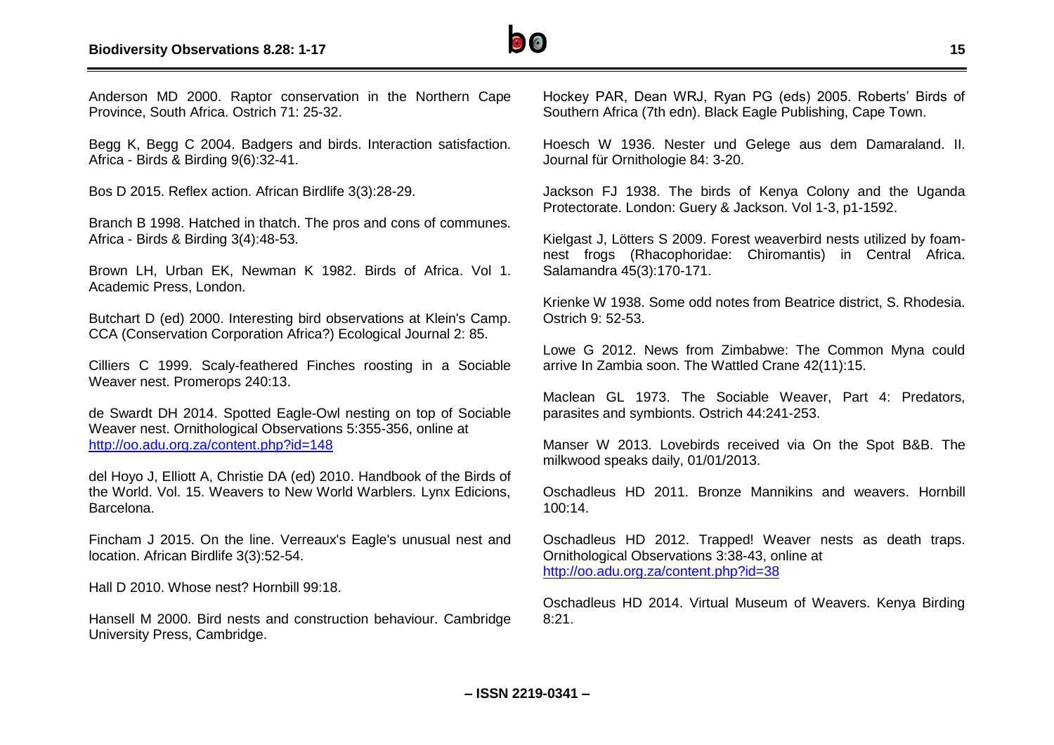Anderson MD 2000. Raptor conservation in the Northern Cape Province, South Africa. Ostrich 71: 25-32.

Begg K, Begg C 2004. Badgers and birds. Interaction satisfaction. Africa - Birds & Birding 9(6):32-41.

Bos D 2015. Reflex action. African Birdlife 3(3):28-29.

Branch B 1998. Hatched in thatch. The pros and cons of communes. Africa - Birds & Birding 3(4):48-53.

Brown LH, Urban EK, Newman K 1982. Birds of Africa. Vol 1. Academic Press, London.

Butchart D (ed) 2000. Interesting bird observations at Klein's Camp. CCA (Conservation Corporation Africa?) Ecological Journal 2: 85.

Cilliers C 1999. Scaly-feathered Finches roosting in a Sociable Weaver nest. Promerops 240:13.

de Swardt DH 2014. Spotted Eagle-Owl nesting on top of Sociable Weaver nest. Ornithological Observations 5:355-356, online at http://oo.adu.org.za/content.php?id=148

del Hoyo J, Elliott A, Christie DA (ed) 2010. Handbook of the Birds of the World. Vol. 15. Weavers to New World Warblers. Lynx Edicions, Barcelona.

Fincham J 2015. On the line. Verreaux's Eagle's unusual nest and location. African Birdlife 3(3):52-54.

Hall D 2010. Whose nest? Hornbill 99:18.

Hansell M 2000. Bird nests and construction behaviour. Cambridge University Press, Cambridge.

Hockey PAR, Dean WRJ, Ryan PG (eds) 2005. Roberts' Birds of Southern Africa (7th edn). Black Eagle Publishing, Cape Town.

Hoesch W 1936. Nester und Gelege aus dem Damaraland. II. Journal für Ornithologie 84: 3-20.

Jackson FJ 1938. The birds of Kenya Colony and the Uganda Protectorate. London: Guery & Jackson. Vol 1-3, p1-1592.

Kielgast J, Lötters S 2009. Forest weaverbird nests utilized by foam-nest frogs (Rhacophoridae: Chiromantis) in Central Africa. Salamandra 45(3):170-171.

Krienke W 1938. Some odd notes from Beatrice district, S. Rhodesia. Ostrich 9: 52-53.

Lowe G 2012. News from Zimbabwe: The Common Myna could arrive In Zambia soon. The Wattled Crane 42(11):15.

Maclean GL 1973. The Sociable Weaver, Part 4: Predators, parasites and symbionts. Ostrich 44:241-253.

Manser W 2013. Lovebirds received via On the Spot B&B. The milkwood speaks daily, 01/01/2013.

Oschadleus HD 2011. Bronze Mannikins and weavers. Hornbill 100:14.

Oschadleus HD 2012. Trapped! Weaver nests as death traps. Ornithological Observations 3:38-43, online at http://oo.adu.org.za/content.php?id=38

Oschadleus HD 2014. Virtual Museum of Weavers. Kenya Birding 8:21.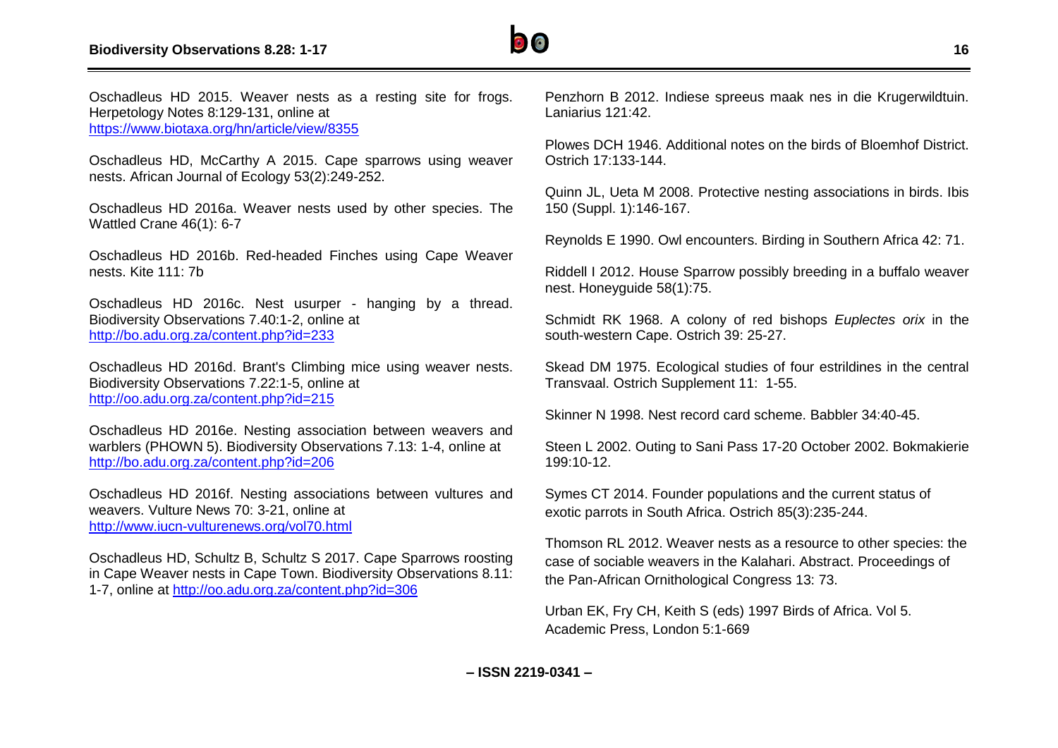Oschadleus HD 2015. Weaver nests as a resting site for frogs. Herpetology Notes 8:129-131, online at https://www.biotaxa.org/hn/article/view/8355

Oschadleus HD, McCarthy A 2015. Cape sparrows using weaver nests. African Journal of Ecology 53(2):249-252.

Oschadleus HD 2016a. Weaver nests used by other species. The Wattled Crane 46(1): 6-7

Oschadleus HD 2016b. Red-headed Finches using Cape Weaver nests. Kite 111: 7b

Oschadleus HD 2016c. Nest usurper - hanging by a thread. Biodiversity Observations 7.40:1-2, online at http://bo.adu.org.za/content.php?id=233

Oschadleus HD 2016d. Brant's Climbing mice using weaver nests. Biodiversity Observations 7.22:1-5, online at http://oo.adu.org.za/content.php?id=215

Oschadleus HD 2016e. Nesting association between weavers and warblers (PHOWN 5). Biodiversity Observations 7.13: 1-4, online at http://bo.adu.org.za/content.php?id=206

Oschadleus HD 2016f. Nesting associations between vultures and weavers. Vulture News 70: 3-21, online at http://www.iucn-vulturenews.org/vol70.html

Oschadleus HD, Schultz B, Schultz S 2017. Cape Sparrows roosting in Cape Weaver nests in Cape Town. Biodiversity Observations 8.11: 1-7, online at http://oo.adu.org.za/content.php?id=306

Penzhorn B 2012. Indiese spreeus maak nes in die Krugerwildtuin. Laniarius 121:42.

Plowes DCH 1946. Additional notes on the birds of Bloemhof District. Ostrich 17:133-144.

Quinn JL, Ueta M 2008. Protective nesting associations in birds. Ibis 150 (Suppl. 1):146-167.

Reynolds E 1990. Owl encounters. Birding in Southern Africa 42: 71.

Riddell I 2012. House Sparrow possibly breeding in a buffalo weaver nest. Honeyguide 58(1):75.

Schmidt RK 1968. A colony of red bishops *Euplectes orix* in the south-western Cape. Ostrich 39: 25-27.

Skead DM 1975. Ecological studies of four estrildines in the central Transvaal. Ostrich Supplement 11: 1-55.

Skinner N 1998. Nest record card scheme. Babbler 34:40-45.

Steen L 2002. Outing to Sani Pass 17-20 October 2002. Bokmakierie 199:10-12.

Symes CT 2014. Founder populations and the current status of exotic parrots in South Africa. Ostrich 85(3):235-244.

Thomson RL 2012. Weaver nests as a resource to other species: the case of sociable weavers in the Kalahari. Abstract. Proceedings of the Pan-African Ornithological Congress 13: 73.

Urban EK, Fry CH, Keith S (eds) 1997 Birds of Africa. Vol 5. Academic Press, London 5:1-669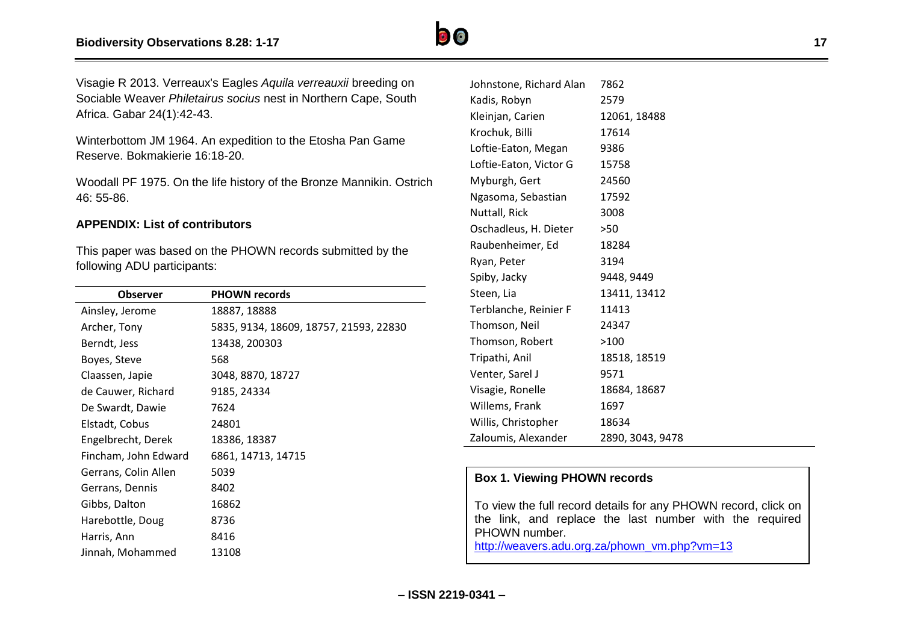Visagie R 2013. Verreaux's Eagles *Aquila verreauxii* breeding on Sociable Weaver *Philetairus socius* nest in Northern Cape, South Africa. Gabar 24(1):42-43.

Winterbottom JM 1964. An expedition to the Etosha Pan Game Reserve. Bokmakierie 16:18-20.

Woodall PF 1975. On the life history of the Bronze Mannikin. Ostrich 46: 55-86.

### APPENDIX: List of contributors

This paper was based on the PHOWN records submitted by the following ADU participants:

| Observer | PHOWN records |
|---|---|
| Ainsley, Jerome | 18887, 18888 |
| Archer, Tony | 5835, 9134, 18609, 18757, 21593, 22830 |
| Berndt, Jess | 13438, 200303 |
| Boyes, Steve | 568 |
| Claassen, Japie | 3048, 8870, 18727 |
| de Cauwer, Richard | 9185, 24334 |
| De Swardt, Dawie | 7624 |
| Elstadt, Cobus | 24801 |
| Engelbrecht, Derek | 18386, 18387 |
| Fincham, John Edward | 6861, 14713, 14715 |
| Gerrans, Colin Allen | 5039 |
| Gerrans, Dennis | 8402 |
| Gibbs, Dalton | 16862 |
| Harebottle, Doug | 8736 |
| Harris, Ann | 8416 |
| Jinnah, Mohammed | 13108 |
| Johnstone, Richard Alan | 7862 |
| Kadis, Robyn | 2579 |
| Kleinjan, Carien | 12061, 18488 |
| Krochuk, Billi | 17614 |
| Loftie-Eaton, Megan | 9386 |
| Loftie-Eaton, Victor G | 15758 |
| Myburgh, Gert | 24560 |
| Ngasoma, Sebastian | 17592 |
| Nuttall, Rick | 3008 |
| Oschadleus, H. Dieter | >50 |
| Raubenheimer, Ed | 18284 |
| Ryan, Peter | 3194 |
| Spiby, Jacky | 9448, 9449 |
| Steen, Lia | 13411, 13412 |
| Terblanche, Reinier F | 11413 |
| Thomson, Neil | 24347 |
| Thomson, Robert | >100 |
| Tripathi, Anil | 18518, 18519 |
| Venter, Sarel J | 9571 |
| Visagie, Ronelle | 18684, 18687 |
| Willems, Frank | 1697 |
| Willis, Christopher | 18634 |
| Zaloumis, Alexander | 2890, 3043, 9478 |

**Box 1. Viewing PHOWN records**

To view the full record details for any PHOWN record, click on the link, and replace the last number with the required PHOWN number.
http://weavers.adu.org.za/phown_vm.php?vm=13